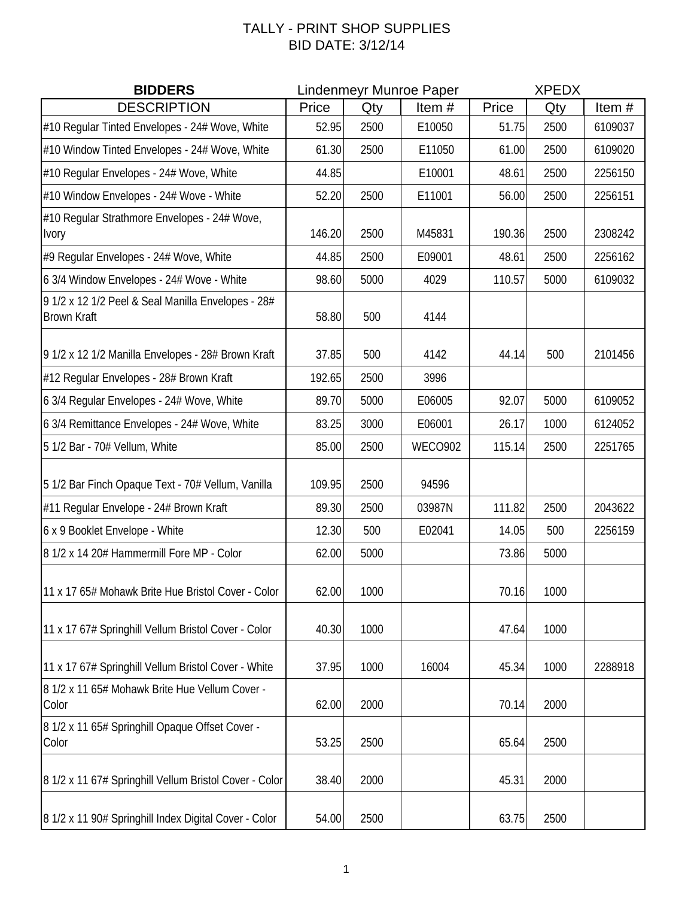# TALLY - PRINT SHOP SUPPLIES
## BID DATE: 3/12/14

| BIDDERS | Lindenmeyr Munroe Paper | | | XPEDX | | |
|---|---|---|---|---|---|---|
| DESCRIPTION | Price | Qty | Item # | Price | Qty | Item # |
| #10 Regular Tinted Envelopes - 24# Wove, White | 52.95 | 2500 | E10050 | 51.75 | 2500 | 6109037 |
| #10 Window Tinted Envelopes - 24# Wove, White | 61.30 | 2500 | E11050 | 61.00 | 2500 | 6109020 |
| #10 Regular Envelopes - 24# Wove, White | 44.85 | | E10001 | 48.61 | 2500 | 2256150 |
| #10 Window Envelopes - 24# Wove - White | 52.20 | 2500 | E11001 | 56.00 | 2500 | 2256151 |
| #10 Regular Strathmore Envelopes - 24# Wove, Ivory | 146.20 | 2500 | M45831 | 190.36 | 2500 | 2308242 |
| #9 Regular Envelopes - 24# Wove, White | 44.85 | 2500 | E09001 | 48.61 | 2500 | 2256162 |
| 6 3/4 Window Envelopes - 24# Wove - White | 98.60 | 5000 | 4029 | 110.57 | 5000 | 6109032 |
| 9 1/2 x 12 1/2 Peel & Seal Manilla Envelopes - 28# Brown Kraft | 58.80 | 500 | 4144 | | | |
| 9 1/2 x 12 1/2 Manilla Envelopes - 28# Brown Kraft | 37.85 | 500 | 4142 | 44.14 | 500 | 2101456 |
| #12 Regular Envelopes - 28# Brown Kraft | 192.65 | 2500 | 3996 | | | |
| 6 3/4 Regular Envelopes - 24# Wove, White | 89.70 | 5000 | E06005 | 92.07 | 5000 | 6109052 |
| 6 3/4 Remittance Envelopes - 24# Wove, White | 83.25 | 3000 | E06001 | 26.17 | 1000 | 6124052 |
| 5 1/2 Bar - 70# Vellum, White | 85.00 | 2500 | WECO902 | 115.14 | 2500 | 2251765 |
| 5 1/2 Bar Finch Opaque Text - 70# Vellum, Vanilla | 109.95 | 2500 | 94596 | | | |
| #11 Regular Envelope - 24# Brown Kraft | 89.30 | 2500 | 03987N | 111.82 | 2500 | 2043622 |
| 6 x 9 Booklet Envelope - White | 12.30 | 500 | E02041 | 14.05 | 500 | 2256159 |
| 8 1/2 x 14 20# Hammermill Fore MP - Color | 62.00 | 5000 | | 73.86 | 5000 | |
| 11 x 17 65# Mohawk Brite Hue Bristol Cover - Color | 62.00 | 1000 | | 70.16 | 1000 | |
| 11 x 17 67# Springhill Vellum Bristol Cover - Color | 40.30 | 1000 | | 47.64 | 1000 | |
| 11 x 17 67# Springhill Vellum Bristol Cover - White | 37.95 | 1000 | 16004 | 45.34 | 1000 | 2288918 |
| 8 1/2 x 11 65# Mohawk Brite Hue Vellum Cover - Color | 62.00 | 2000 | | 70.14 | 2000 | |
| 8 1/2 x 11 65# Springhill Opaque Offset Cover - Color | 53.25 | 2500 | | 65.64 | 2500 | |
| 8 1/2 x 11 67# Springhill Vellum Bristol Cover - Color | 38.40 | 2000 | | 45.31 | 2000 | |
| 8 1/2 x 11 90# Springhill Index Digital Cover - Color | 54.00 | 2500 | | 63.75 | 2500 | |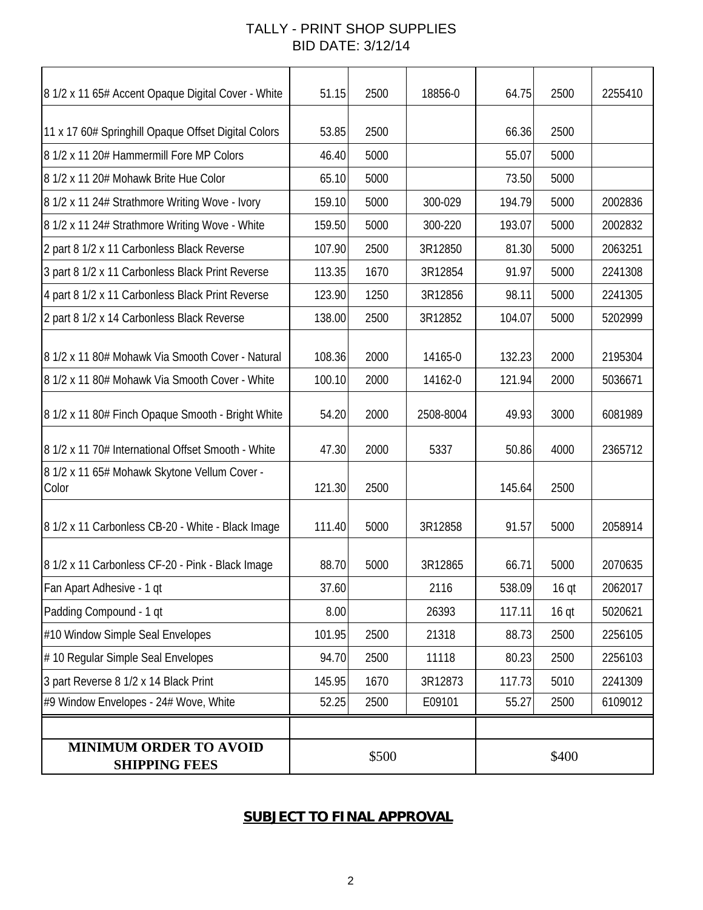# TALLY - PRINT SHOP SUPPLIES
## BID DATE: 3/12/14

| | | | | | | |
|---|---|---|---|---|---|---|
| 8 1/2 x 11 65# Accent Opaque Digital Cover - White | 51.15 | 2500 | 18856-0 | 64.75 | 2500 | 2255410 |
| 11 x 17 60# Springhill Opaque Offset Digital Colors | 53.85 | 2500 | | 66.36 | 2500 | |
| 8 1/2 x 11 20# Hammermill Fore MP Colors | 46.40 | 5000 | | 55.07 | 5000 | |
| 8 1/2 x 11 20# Mohawk Brite Hue Color | 65.10 | 5000 | | 73.50 | 5000 | |
| 8 1/2 x 11 24# Strathmore Writing Wove - Ivory | 159.10 | 5000 | 300-029 | 194.79 | 5000 | 2002836 |
| 8 1/2 x 11 24# Strathmore Writing Wove - White | 159.50 | 5000 | 300-220 | 193.07 | 5000 | 2002832 |
| 2 part 8 1/2 x 11 Carbonless Black Reverse | 107.90 | 2500 | 3R12850 | 81.30 | 5000 | 2063251 |
| 3 part 8 1/2 x 11 Carbonless Black Print Reverse | 113.35 | 1670 | 3R12854 | 91.97 | 5000 | 2241308 |
| 4 part 8 1/2 x 11 Carbonless Black Print Reverse | 123.90 | 1250 | 3R12856 | 98.11 | 5000 | 2241305 |
| 2 part 8 1/2 x 14 Carbonless Black Reverse | 138.00 | 2500 | 3R12852 | 104.07 | 5000 | 5202999 |
| 8 1/2 x 11 80# Mohawk Via Smooth Cover - Natural | 108.36 | 2000 | 14165-0 | 132.23 | 2000 | 2195304 |
| 8 1/2 x 11 80# Mohawk Via Smooth Cover - White | 100.10 | 2000 | 14162-0 | 121.94 | 2000 | 5036671 |
| 8 1/2 x 11 80# Finch Opaque Smooth - Bright White | 54.20 | 2000 | 2508-8004 | 49.93 | 3000 | 6081989 |
| 8 1/2 x 11 70# International Offset Smooth - White | 47.30 | 2000 | 5337 | 50.86 | 4000 | 2365712 |
| 8 1/2 x 11 65# Mohawk Skytone Vellum Cover - Color | 121.30 | 2500 | | 145.64 | 2500 | |
| 8 1/2 x 11 Carbonless CB-20 - White - Black Image | 111.40 | 5000 | 3R12858 | 91.57 | 5000 | 2058914 |
| 8 1/2 x 11 Carbonless CF-20 - Pink - Black Image | 88.70 | 5000 | 3R12865 | 66.71 | 5000 | 2070635 |
| Fan Apart Adhesive - 1 qt | 37.60 | | 2116 | 538.09 | 16 qt | 2062017 |
| Padding Compound - 1 qt | 8.00 | | 26393 | 117.11 | 16 qt | 5020621 |
| #10 Window Simple Seal Envelopes | 101.95 | 2500 | 21318 | 88.73 | 2500 | 2256105 |
| # 10 Regular Simple Seal Envelopes | 94.70 | 2500 | 11118 | 80.23 | 2500 | 2256103 |
| 3 part Reverse 8 1/2 x 14 Black Print | 145.95 | 1670 | 3R12873 | 117.73 | 5010 | 2241309 |
| #9 Window Envelopes - 24# Wove, White | 52.25 | 2500 | E09101 | 55.27 | 2500 | 6109012 |
| | | | | | | |
| **MINIMUM ORDER TO AVOID SHIPPING FEES** | $500 | | | $400 | | |

**SUBJECT TO FINAL APPROVAL**